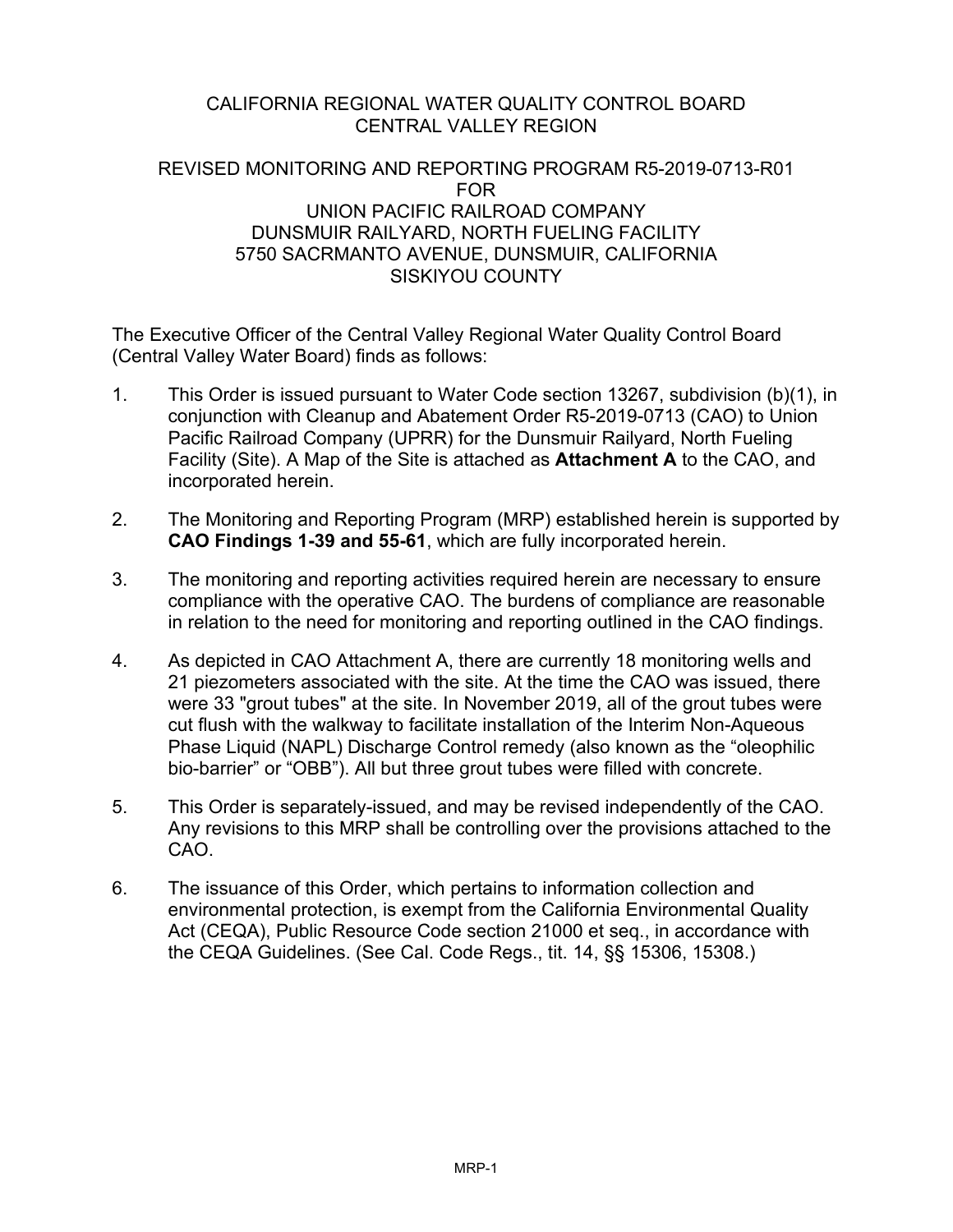CALIFORNIA REGIONAL WATER QUALITY CONTROL BOARD
CENTRAL VALLEY REGION

REVISED MONITORING AND REPORTING PROGRAM R5-2019-0713-R01
FOR
UNION PACIFIC RAILROAD COMPANY
DUNSMUIR RAILYARD, NORTH FUELING FACILITY
5750 SACRMANTO AVENUE, DUNSMUIR, CALIFORNIA
SISKIYOU COUNTY

The Executive Officer of the Central Valley Regional Water Quality Control Board (Central Valley Water Board) finds as follows:

1. This Order is issued pursuant to Water Code section 13267, subdivision (b)(1), in conjunction with Cleanup and Abatement Order R5-2019-0713 (CAO) to Union Pacific Railroad Company (UPRR) for the Dunsmuir Railyard, North Fueling Facility (Site). A Map of the Site is attached as **Attachment A** to the CAO, and incorporated herein.

2. The Monitoring and Reporting Program (MRP) established herein is supported by **CAO Findings 1-39 and 55-61**, which are fully incorporated herein.

3. The monitoring and reporting activities required herein are necessary to ensure compliance with the operative CAO. The burdens of compliance are reasonable in relation to the need for monitoring and reporting outlined in the CAO findings.

4. As depicted in CAO Attachment A, there are currently 18 monitoring wells and 21 piezometers associated with the site. At the time the CAO was issued, there were 33 "grout tubes" at the site. In November 2019, all of the grout tubes were cut flush with the walkway to facilitate installation of the Interim Non-Aqueous Phase Liquid (NAPL) Discharge Control remedy (also known as the "oleophilic bio-barrier" or "OBB"). All but three grout tubes were filled with concrete.

5. This Order is separately-issued, and may be revised independently of the CAO. Any revisions to this MRP shall be controlling over the provisions attached to the CAO.

6. The issuance of this Order, which pertains to information collection and environmental protection, is exempt from the California Environmental Quality Act (CEQA), Public Resource Code section 21000 et seq., in accordance with the CEQA Guidelines. (See Cal. Code Regs., tit. 14, §§ 15306, 15308.)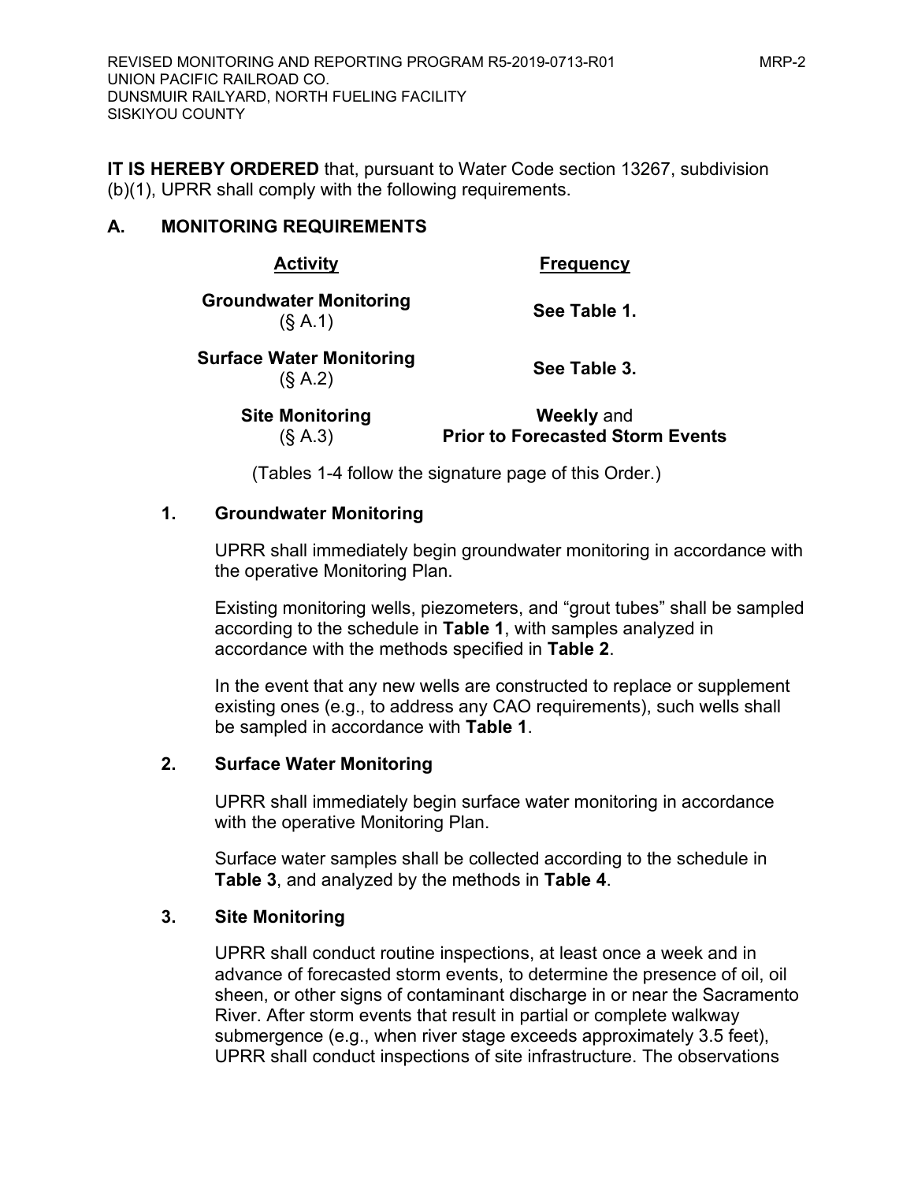**IT IS HEREBY ORDERED** that, pursuant to Water Code section 13267, subdivision (b)(1), UPRR shall comply with the following requirements.

## A. MONITORING REQUIREMENTS

| Activity | Frequency |
|---|---|
| **Groundwater Monitoring** (§ A.1) | **See Table 1.** |
| **Surface Water Monitoring** (§ A.2) | **See Table 3.** |
| **Site Monitoring** (§ A.3) | **Weekly** and **Prior to Forecasted Storm Events** |

(Tables 1-4 follow the signature page of this Order.)

### 1. Groundwater Monitoring

UPRR shall immediately begin groundwater monitoring in accordance with the operative Monitoring Plan.

Existing monitoring wells, piezometers, and "grout tubes" shall be sampled according to the schedule in **Table 1**, with samples analyzed in accordance with the methods specified in **Table 2**.

In the event that any new wells are constructed to replace or supplement existing ones (e.g., to address any CAO requirements), such wells shall be sampled in accordance with **Table 1**.

### 2. Surface Water Monitoring

UPRR shall immediately begin surface water monitoring in accordance with the operative Monitoring Plan.

Surface water samples shall be collected according to the schedule in **Table 3**, and analyzed by the methods in **Table 4**.

### 3. Site Monitoring

UPRR shall conduct routine inspections, at least once a week and in advance of forecasted storm events, to determine the presence of oil, oil sheen, or other signs of contaminant discharge in or near the Sacramento River. After storm events that result in partial or complete walkway submergence (e.g., when river stage exceeds approximately 3.5 feet), UPRR shall conduct inspections of site infrastructure. The observations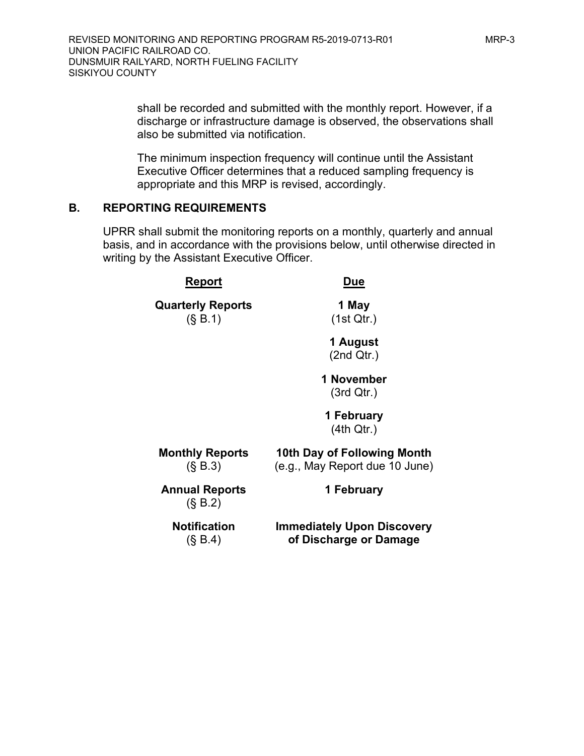shall be recorded and submitted with the monthly report. However, if a discharge or infrastructure damage is observed, the observations shall also be submitted via notification.

The minimum inspection frequency will continue until the Assistant Executive Officer determines that a reduced sampling frequency is appropriate and this MRP is revised, accordingly.

## B. REPORTING REQUIREMENTS

UPRR shall submit the monitoring reports on a monthly, quarterly and annual basis, and in accordance with the provisions below, until otherwise directed in writing by the Assistant Executive Officer.

| Report | Due |
|---|---|
| **Quarterly Reports** (§ B.1) | **1 May** (1st Qtr.) |
| | **1 August** (2nd Qtr.) |
| | **1 November** (3rd Qtr.) |
| | **1 February** (4th Qtr.) |
| **Monthly Reports** (§ B.3) | **10th Day of Following Month** (e.g., May Report due 10 June) |
| **Annual Reports** (§ B.2) | **1 February** |
| **Notification** (§ B.4) | **Immediately Upon Discovery of Discharge or Damage** |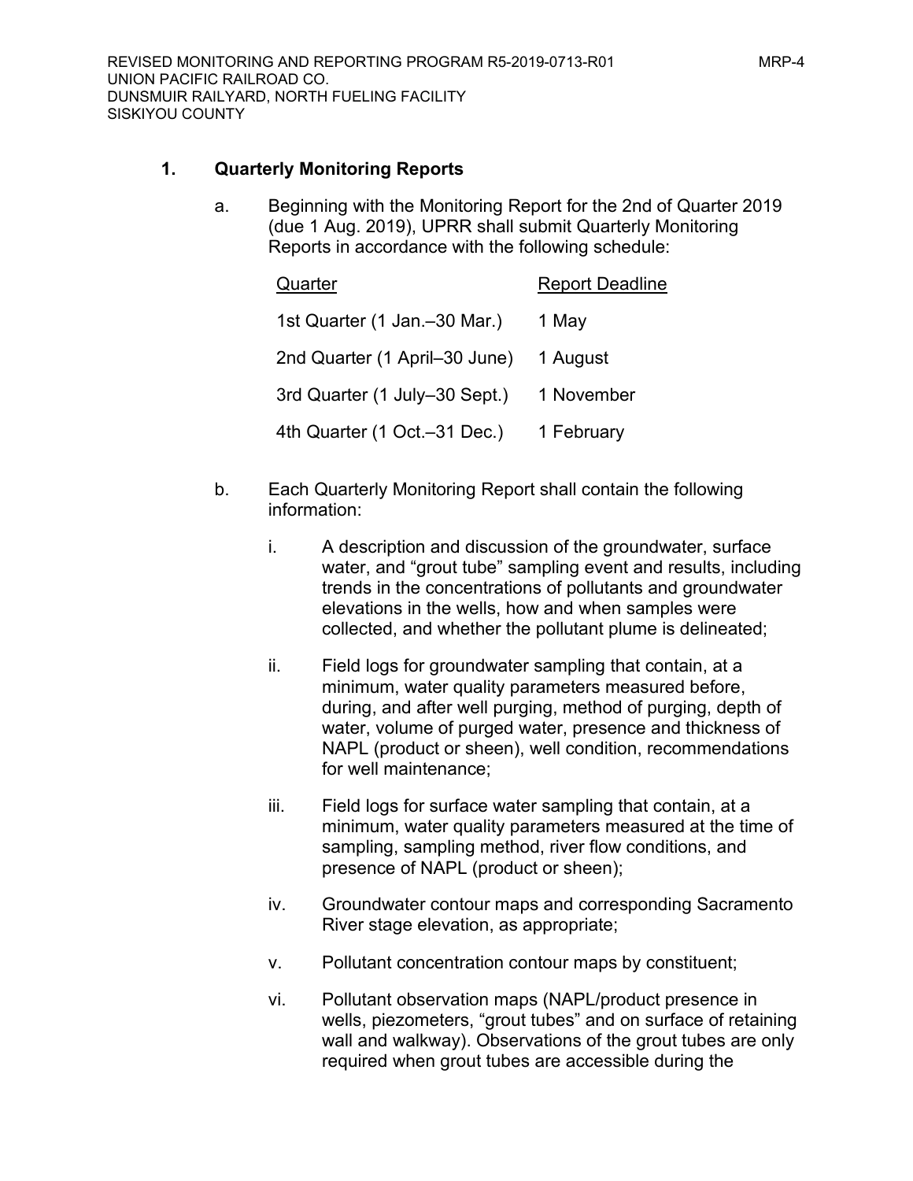### 1. Quarterly Monitoring Reports

a. Beginning with the Monitoring Report for the 2nd of Quarter 2019 (due 1 Aug. 2019), UPRR shall submit Quarterly Monitoring Reports in accordance with the following schedule:

| Quarter | Report Deadline |
|---|---|
| 1st Quarter (1 Jan.–30 Mar.) | 1 May |
| 2nd Quarter (1 April–30 June) | 1 August |
| 3rd Quarter (1 July–30 Sept.) | 1 November |
| 4th Quarter (1 Oct.–31 Dec.) | 1 February |

b. Each Quarterly Monitoring Report shall contain the following information:

   i. A description and discussion of the groundwater, surface water, and "grout tube" sampling event and results, including trends in the concentrations of pollutants and groundwater elevations in the wells, how and when samples were collected, and whether the pollutant plume is delineated;

   ii. Field logs for groundwater sampling that contain, at a minimum, water quality parameters measured before, during, and after well purging, method of purging, depth of water, volume of purged water, presence and thickness of NAPL (product or sheen), well condition, recommendations for well maintenance;

   iii. Field logs for surface water sampling that contain, at a minimum, water quality parameters measured at the time of sampling, sampling method, river flow conditions, and presence of NAPL (product or sheen);

   iv. Groundwater contour maps and corresponding Sacramento River stage elevation, as appropriate;

   v. Pollutant concentration contour maps by constituent;

   vi. Pollutant observation maps (NAPL/product presence in wells, piezometers, "grout tubes" and on surface of retaining wall and walkway). Observations of the grout tubes are only required when grout tubes are accessible during the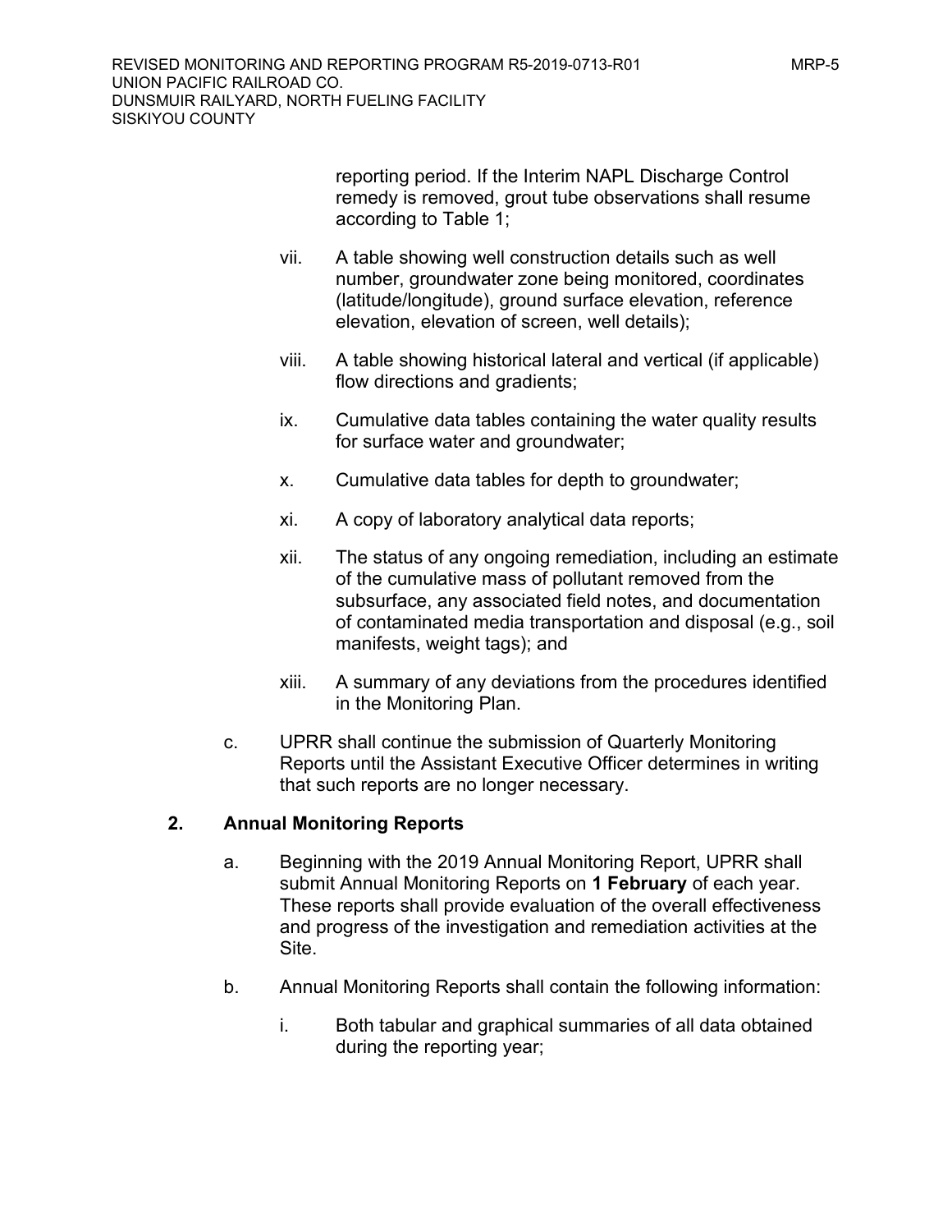reporting period. If the Interim NAPL Discharge Control remedy is removed, grout tube observations shall resume according to Table 1;

vii. A table showing well construction details such as well number, groundwater zone being monitored, coordinates (latitude/longitude), ground surface elevation, reference elevation, elevation of screen, well details);

viii. A table showing historical lateral and vertical (if applicable) flow directions and gradients;

ix. Cumulative data tables containing the water quality results for surface water and groundwater;

x. Cumulative data tables for depth to groundwater;

xi. A copy of laboratory analytical data reports;

xii. The status of any ongoing remediation, including an estimate of the cumulative mass of pollutant removed from the subsurface, any associated field notes, and documentation of contaminated media transportation and disposal (e.g., soil manifests, weight tags); and

xiii. A summary of any deviations from the procedures identified in the Monitoring Plan.

c. UPRR shall continue the submission of Quarterly Monitoring Reports until the Assistant Executive Officer determines in writing that such reports are no longer necessary.

## 2. Annual Monitoring Reports

a. Beginning with the 2019 Annual Monitoring Report, UPRR shall submit Annual Monitoring Reports on **1 February** of each year. These reports shall provide evaluation of the overall effectiveness and progress of the investigation and remediation activities at the Site.

b. Annual Monitoring Reports shall contain the following information:

i. Both tabular and graphical summaries of all data obtained during the reporting year;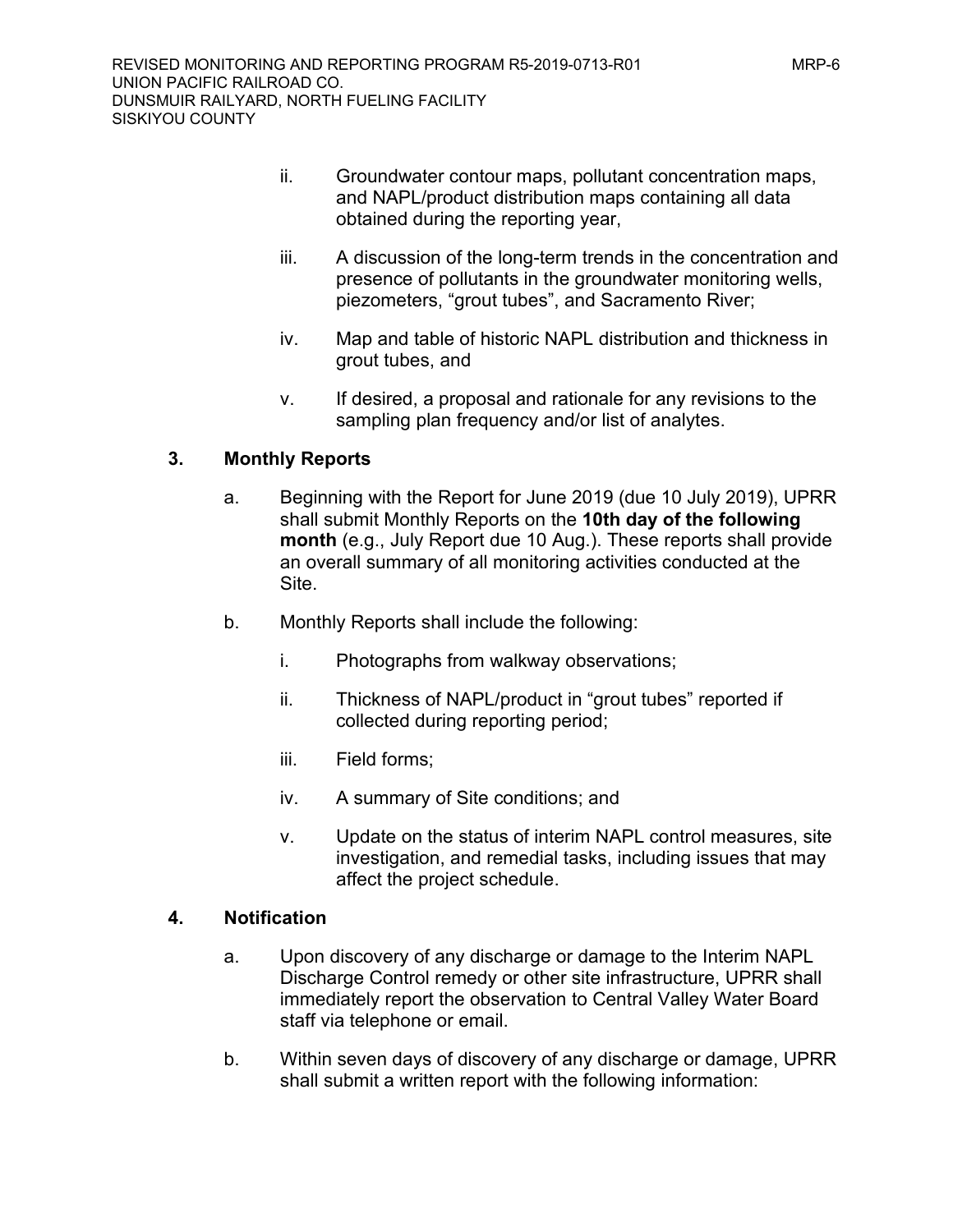ii. Groundwater contour maps, pollutant concentration maps, and NAPL/product distribution maps containing all data obtained during the reporting year,

iii. A discussion of the long-term trends in the concentration and presence of pollutants in the groundwater monitoring wells, piezometers, "grout tubes", and Sacramento River;

iv. Map and table of historic NAPL distribution and thickness in grout tubes, and

v. If desired, a proposal and rationale for any revisions to the sampling plan frequency and/or list of analytes.

### 3. Monthly Reports

a. Beginning with the Report for June 2019 (due 10 July 2019), UPRR shall submit Monthly Reports on the **10th day of the following month** (e.g., July Report due 10 Aug.). These reports shall provide an overall summary of all monitoring activities conducted at the Site.

b. Monthly Reports shall include the following:

i. Photographs from walkway observations;

ii. Thickness of NAPL/product in "grout tubes" reported if collected during reporting period;

iii. Field forms;

iv. A summary of Site conditions; and

v. Update on the status of interim NAPL control measures, site investigation, and remedial tasks, including issues that may affect the project schedule.

### 4. Notification

a. Upon discovery of any discharge or damage to the Interim NAPL Discharge Control remedy or other site infrastructure, UPRR shall immediately report the observation to Central Valley Water Board staff via telephone or email.

b. Within seven days of discovery of any discharge or damage, UPRR shall submit a written report with the following information: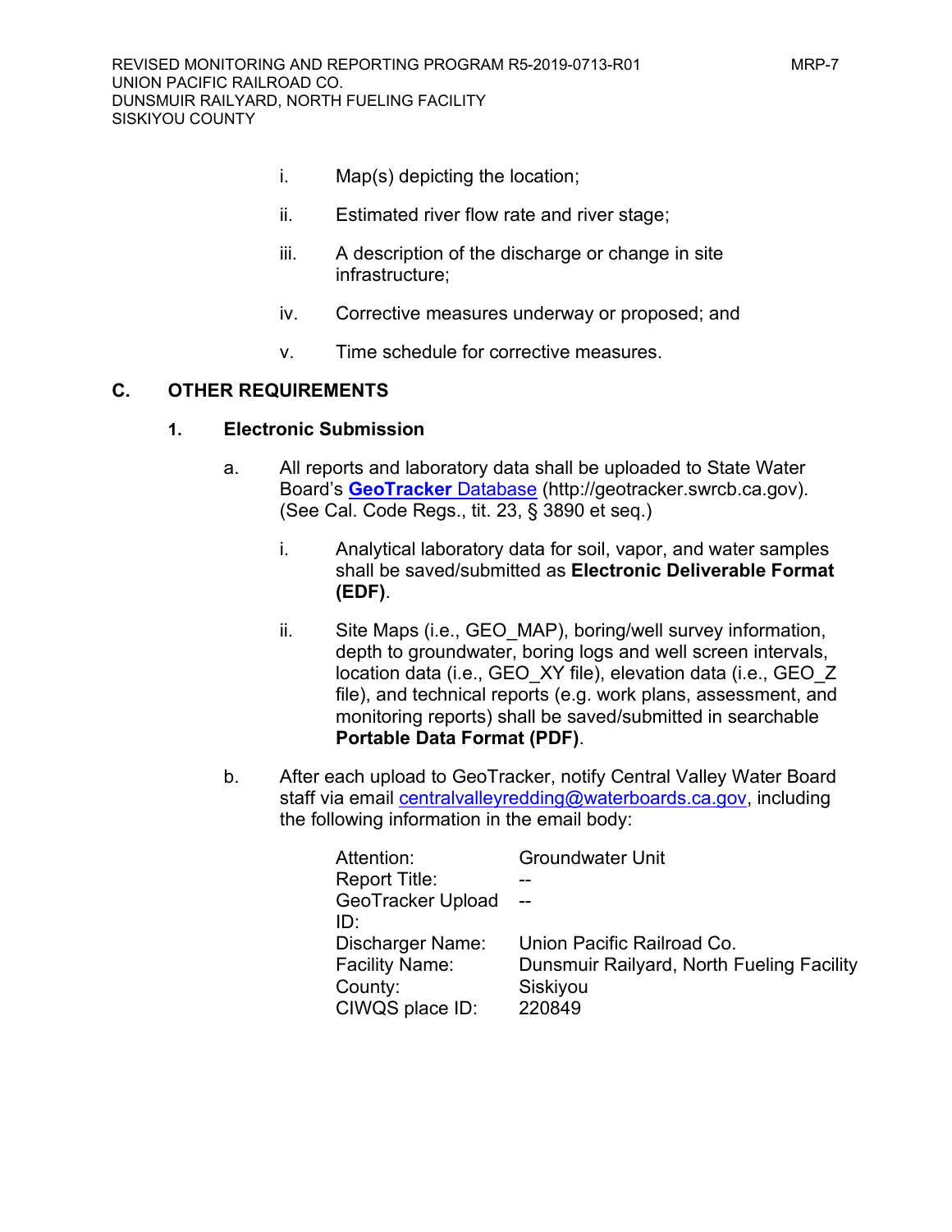i. Map(s) depicting the location;

ii. Estimated river flow rate and river stage;

iii. A description of the discharge or change in site infrastructure;

iv. Corrective measures underway or proposed; and

v. Time schedule for corrective measures.

## C. OTHER REQUIREMENTS

### 1. Electronic Submission

a. All reports and laboratory data shall be uploaded to State Water Board's **GeoTracker** Database (http://geotracker.swrcb.ca.gov). (See Cal. Code Regs., tit. 23, § 3890 et seq.)

   i. Analytical laboratory data for soil, vapor, and water samples shall be saved/submitted as **Electronic Deliverable Format (EDF)**.

   ii. Site Maps (i.e., GEO_MAP), boring/well survey information, depth to groundwater, boring logs and well screen intervals, location data (i.e., GEO_XY file), elevation data (i.e., GEO_Z file), and technical reports (e.g. work plans, assessment, and monitoring reports) shall be saved/submitted in searchable **Portable Data Format (PDF)**.

b. After each upload to GeoTracker, notify Central Valley Water Board staff via email centralvalleyredding@waterboards.ca.gov, including the following information in the email body:

| | |
|---|---|
| Attention: | Groundwater Unit |
| Report Title: | -- |
| GeoTracker Upload ID: | -- |
| Discharger Name: | Union Pacific Railroad Co. |
| Facility Name: | Dunsmuir Railyard, North Fueling Facility |
| County: | Siskiyou |
| CIWQS place ID: | 220849 |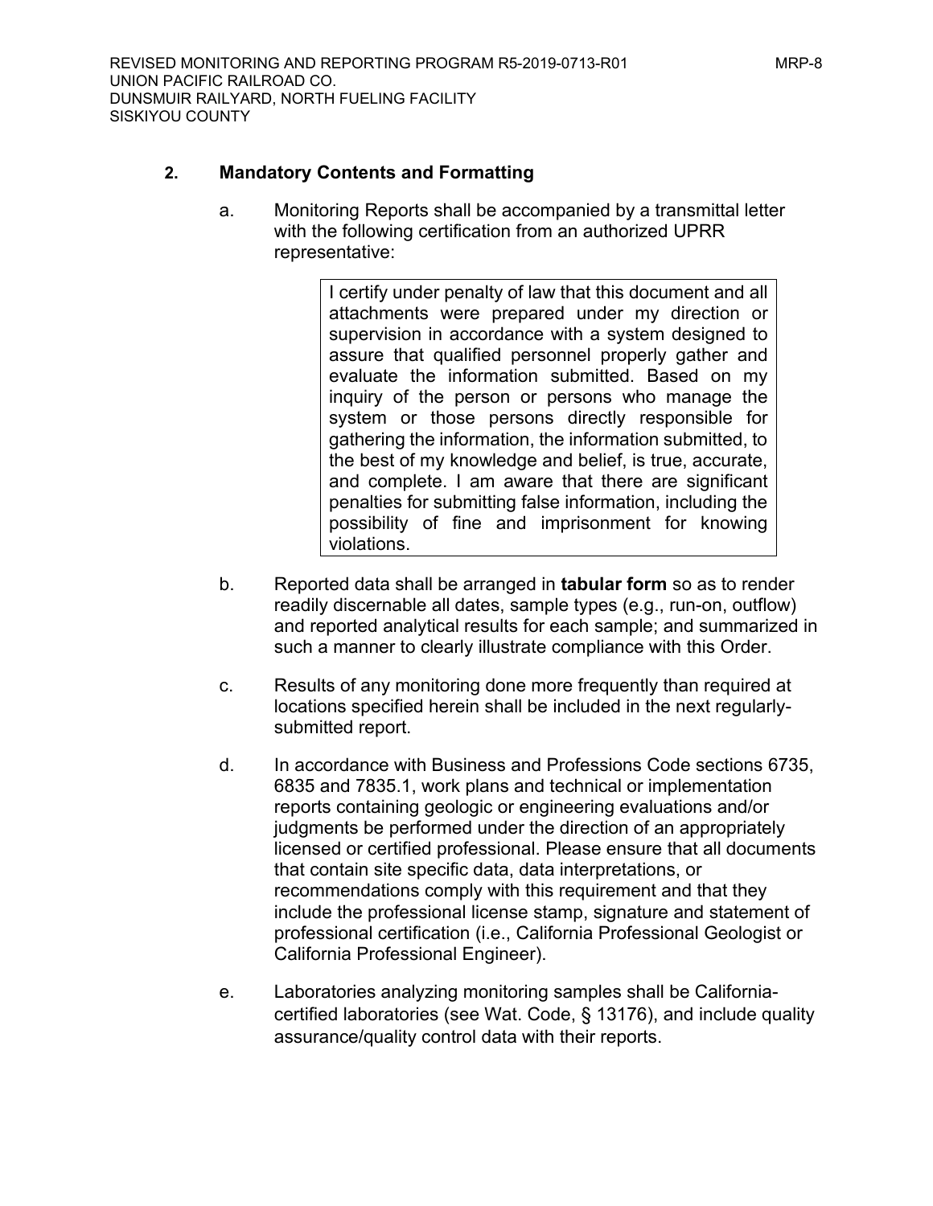## 2. Mandatory Contents and Formatting

a. Monitoring Reports shall be accompanied by a transmittal letter with the following certification from an authorized UPRR representative:

> I certify under penalty of law that this document and all attachments were prepared under my direction or supervision in accordance with a system designed to assure that qualified personnel properly gather and evaluate the information submitted. Based on my inquiry of the person or persons who manage the system or those persons directly responsible for gathering the information, the information submitted, to the best of my knowledge and belief, is true, accurate, and complete. I am aware that there are significant penalties for submitting false information, including the possibility of fine and imprisonment for knowing violations.

b. Reported data shall be arranged in **tabular form** so as to render readily discernable all dates, sample types (e.g., run-on, outflow) and reported analytical results for each sample; and summarized in such a manner to clearly illustrate compliance with this Order.

c. Results of any monitoring done more frequently than required at locations specified herein shall be included in the next regularly-submitted report.

d. In accordance with Business and Professions Code sections 6735, 6835 and 7835.1, work plans and technical or implementation reports containing geologic or engineering evaluations and/or judgments be performed under the direction of an appropriately licensed or certified professional. Please ensure that all documents that contain site specific data, data interpretations, or recommendations comply with this requirement and that they include the professional license stamp, signature and statement of professional certification (i.e., California Professional Geologist or California Professional Engineer).

e. Laboratories analyzing monitoring samples shall be California-certified laboratories (see Wat. Code, § 13176), and include quality assurance/quality control data with their reports.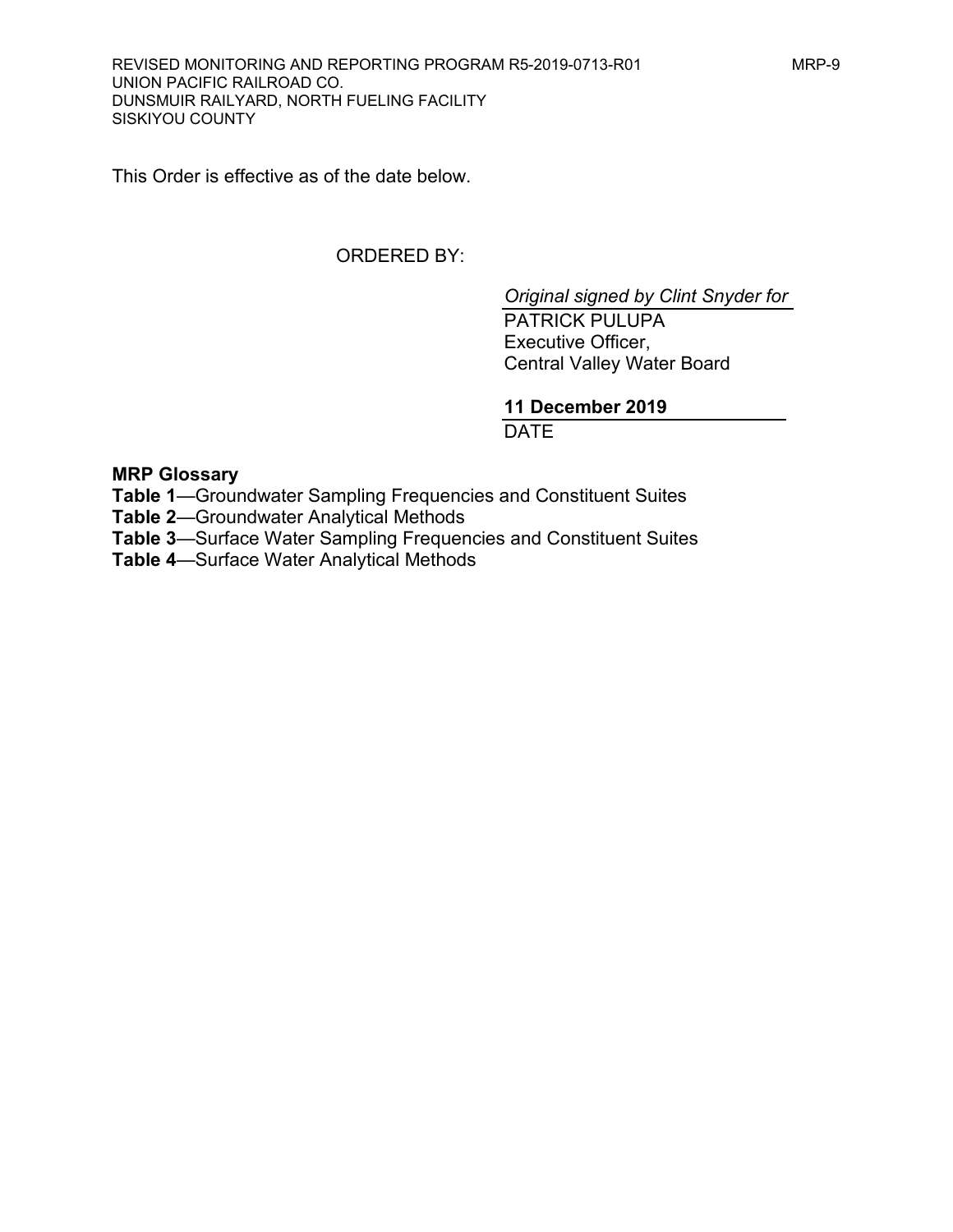This Order is effective as of the date below.

ORDERED BY:

*Original signed by Clint Snyder for*
PATRICK PULUPA
Executive Officer,
Central Valley Water Board

**11 December 2019**
DATE

**MRP Glossary**
**Table 1**—Groundwater Sampling Frequencies and Constituent Suites
**Table 2**—Groundwater Analytical Methods
**Table 3**—Surface Water Sampling Frequencies and Constituent Suites
**Table 4**—Surface Water Analytical Methods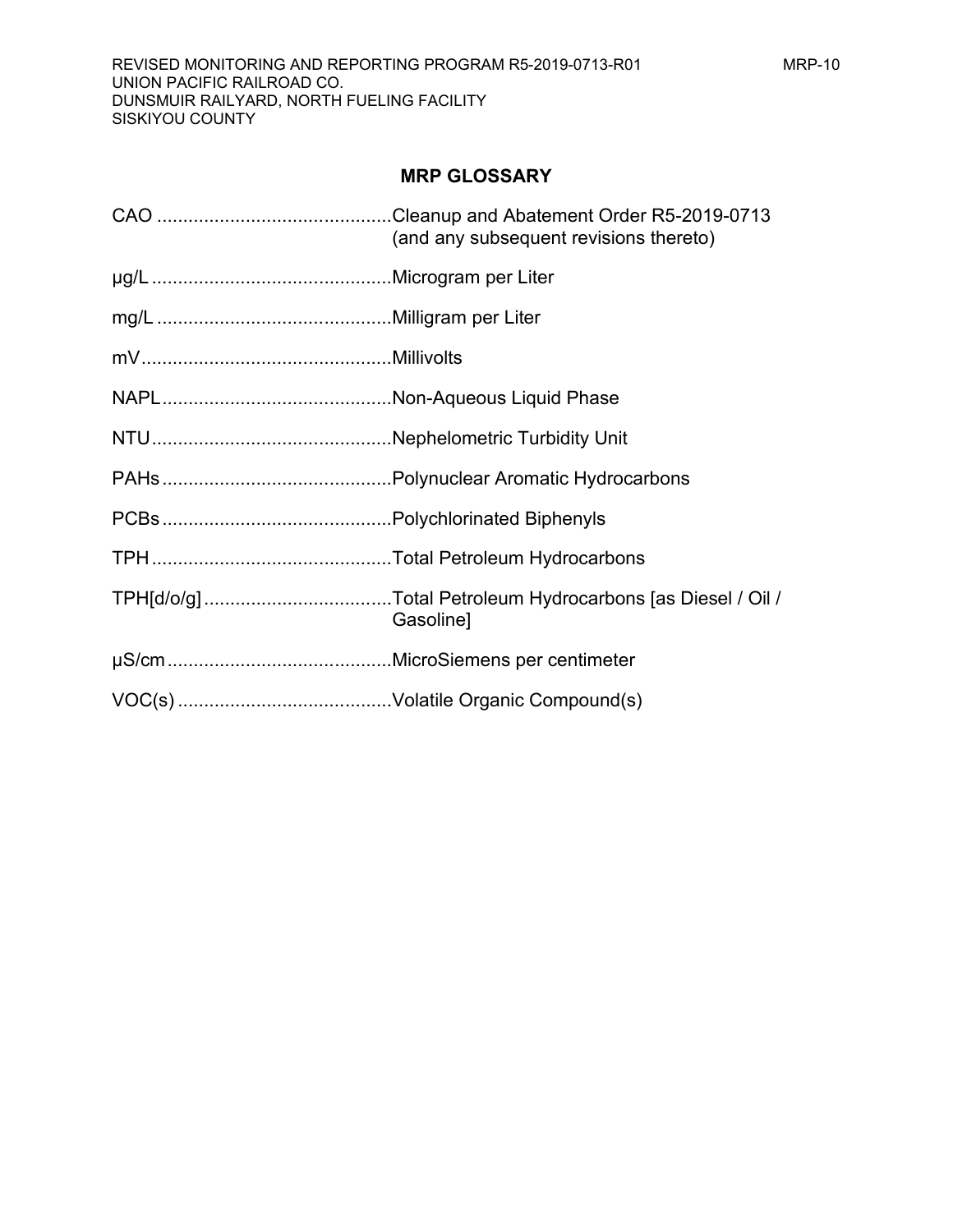## MRP GLOSSARY

CAO ............................................Cleanup and Abatement Order R5-2019-0713 (and any subsequent revisions thereto)

µg/L .............................................Microgram per Liter

mg/L ............................................Milligram per Liter

mV................................................Millivolts

NAPL............................................Non-Aqueous Liquid Phase

NTU.............................................Nephelometric Turbidity Unit

PAHs ............................................Polynuclear Aromatic Hydrocarbons

PCBs ............................................Polychlorinated Biphenyls

TPH ..............................................Total Petroleum Hydrocarbons

TPH[d/o/g] ....................................Total Petroleum Hydrocarbons [as Diesel / Oil / Gasoline]

µS/cm ...........................................MicroSiemens per centimeter

VOC(s) .........................................Volatile Organic Compound(s)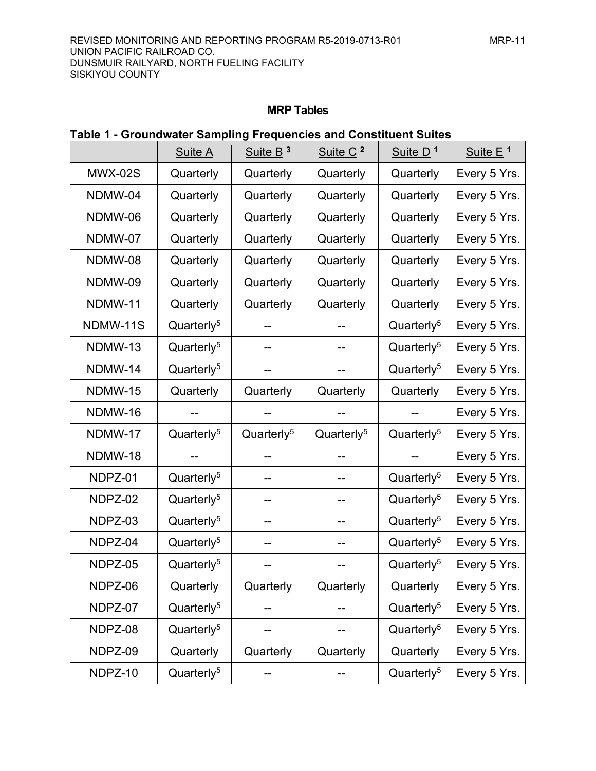## MRP Tables

### Table 1 - Groundwater Sampling Frequencies and Constituent Suites

| | Suite A | Suite B [3] | Suite C [2] | Suite D [1] | Suite E [1] |
|---|---|---|---|---|---|
| MWX-02S | Quarterly | Quarterly | Quarterly | Quarterly | Every 5 Yrs. |
| NDMW-04 | Quarterly | Quarterly | Quarterly | Quarterly | Every 5 Yrs. |
| NDMW-06 | Quarterly | Quarterly | Quarterly | Quarterly | Every 5 Yrs. |
| NDMW-07 | Quarterly | Quarterly | Quarterly | Quarterly | Every 5 Yrs. |
| NDMW-08 | Quarterly | Quarterly | Quarterly | Quarterly | Every 5 Yrs. |
| NDMW-09 | Quarterly | Quarterly | Quarterly | Quarterly | Every 5 Yrs. |
| NDMW-11 | Quarterly | Quarterly | Quarterly | Quarterly | Every 5 Yrs. |
| NDMW-11S | Quarterly[5] | -- | -- | Quarterly[5] | Every 5 Yrs. |
| NDMW-13 | Quarterly[5] | -- | -- | Quarterly[5] | Every 5 Yrs. |
| NDMW-14 | Quarterly[5] | -- | -- | Quarterly[5] | Every 5 Yrs. |
| NDMW-15 | Quarterly | Quarterly | Quarterly | Quarterly | Every 5 Yrs. |
| NDMW-16 | -- | -- | -- | -- | Every 5 Yrs. |
| NDMW-17 | Quarterly[5] | Quarterly[5] | Quarterly[5] | Quarterly[5] | Every 5 Yrs. |
| NDMW-18 | -- | -- | -- | -- | Every 5 Yrs. |
| NDPZ-01 | Quarterly[5] | -- | -- | Quarterly[5] | Every 5 Yrs. |
| NDPZ-02 | Quarterly[5] | -- | -- | Quarterly[5] | Every 5 Yrs. |
| NDPZ-03 | Quarterly[5] | -- | -- | Quarterly[5] | Every 5 Yrs. |
| NDPZ-04 | Quarterly[5] | -- | -- | Quarterly[5] | Every 5 Yrs. |
| NDPZ-05 | Quarterly[5] | -- | -- | Quarterly[5] | Every 5 Yrs. |
| NDPZ-06 | Quarterly | Quarterly | Quarterly | Quarterly | Every 5 Yrs. |
| NDPZ-07 | Quarterly[5] | -- | -- | Quarterly[5] | Every 5 Yrs. |
| NDPZ-08 | Quarterly[5] | -- | -- | Quarterly[5] | Every 5 Yrs. |
| NDPZ-09 | Quarterly | Quarterly | Quarterly | Quarterly | Every 5 Yrs. |
| NDPZ-10 | Quarterly[5] | -- | -- | Quarterly[5] | Every 5 Yrs. |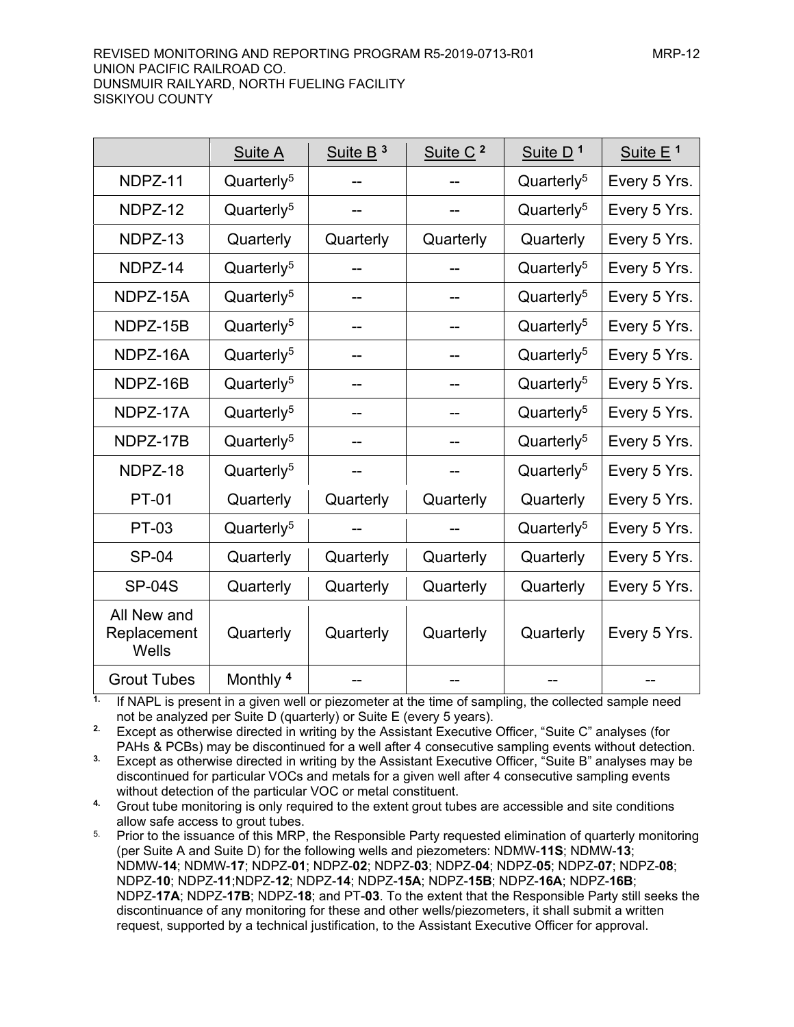| | Suite A | Suite B [3] | Suite C [2] | Suite D [1] | Suite E [1] |
|---|---|---|---|---|---|
| NDPZ-11 | Quarterly[5] | -- | -- | Quarterly[5] | Every 5 Yrs. |
| NDPZ-12 | Quarterly[5] | -- | -- | Quarterly[5] | Every 5 Yrs. |
| NDPZ-13 | Quarterly | Quarterly | Quarterly | Quarterly | Every 5 Yrs. |
| NDPZ-14 | Quarterly[5] | -- | -- | Quarterly[5] | Every 5 Yrs. |
| NDPZ-15A | Quarterly[5] | -- | -- | Quarterly[5] | Every 5 Yrs. |
| NDPZ-15B | Quarterly[5] | -- | -- | Quarterly[5] | Every 5 Yrs. |
| NDPZ-16A | Quarterly[5] | -- | -- | Quarterly[5] | Every 5 Yrs. |
| NDPZ-16B | Quarterly[5] | -- | -- | Quarterly[5] | Every 5 Yrs. |
| NDPZ-17A | Quarterly[5] | -- | -- | Quarterly[5] | Every 5 Yrs. |
| NDPZ-17B | Quarterly[5] | -- | -- | Quarterly[5] | Every 5 Yrs. |
| NDPZ-18 | Quarterly[5] | -- | -- | Quarterly[5] | Every 5 Yrs. |
| PT-01 | Quarterly | Quarterly | Quarterly | Quarterly | Every 5 Yrs. |
| PT-03 | Quarterly[5] | -- | -- | Quarterly[5] | Every 5 Yrs. |
| SP-04 | Quarterly | Quarterly | Quarterly | Quarterly | Every 5 Yrs. |
| SP-04S | Quarterly | Quarterly | Quarterly | Quarterly | Every 5 Yrs. |
| All New and Replacement Wells | Quarterly | Quarterly | Quarterly | Quarterly | Every 5 Yrs. |
| Grout Tubes | Monthly [4] | -- | -- | -- | -- |

1. If NAPL is present in a given well or piezometer at the time of sampling, the collected sample need not be analyzed per Suite D (quarterly) or Suite E (every 5 years).
2. Except as otherwise directed in writing by the Assistant Executive Officer, "Suite C" analyses (for PAHs & PCBs) may be discontinued for a well after 4 consecutive sampling events without detection.
3. Except as otherwise directed in writing by the Assistant Executive Officer, "Suite B" analyses may be discontinued for particular VOCs and metals for a given well after 4 consecutive sampling events without detection of the particular VOC or metal constituent.
4. Grout tube monitoring is only required to the extent grout tubes are accessible and site conditions allow safe access to grout tubes.
5. Prior to the issuance of this MRP, the Responsible Party requested elimination of quarterly monitoring (per Suite A and Suite D) for the following wells and piezometers: NDMW-**11S**; NDMW-**13**; NDMW-**14**; NDMW-**17**; NDPZ-**01**; NDPZ-**02**; NDPZ-**03**; NDPZ-**04**; NDPZ-**05**; NDPZ-**07**; NDPZ-**08**; NDPZ-**10**; NDPZ-**11**;NDPZ-**12**; NDPZ-**14**; NDPZ-**15A**; NDPZ-**15B**; NDPZ-**16A**; NDPZ-**16B**; NDPZ-**17A**; NDPZ-**17B**; NDPZ-**18**; and PT-**03**. To the extent that the Responsible Party still seeks the discontinuance of any monitoring for these and other wells/piezometers, it shall submit a written request, supported by a technical justification, to the Assistant Executive Officer for approval.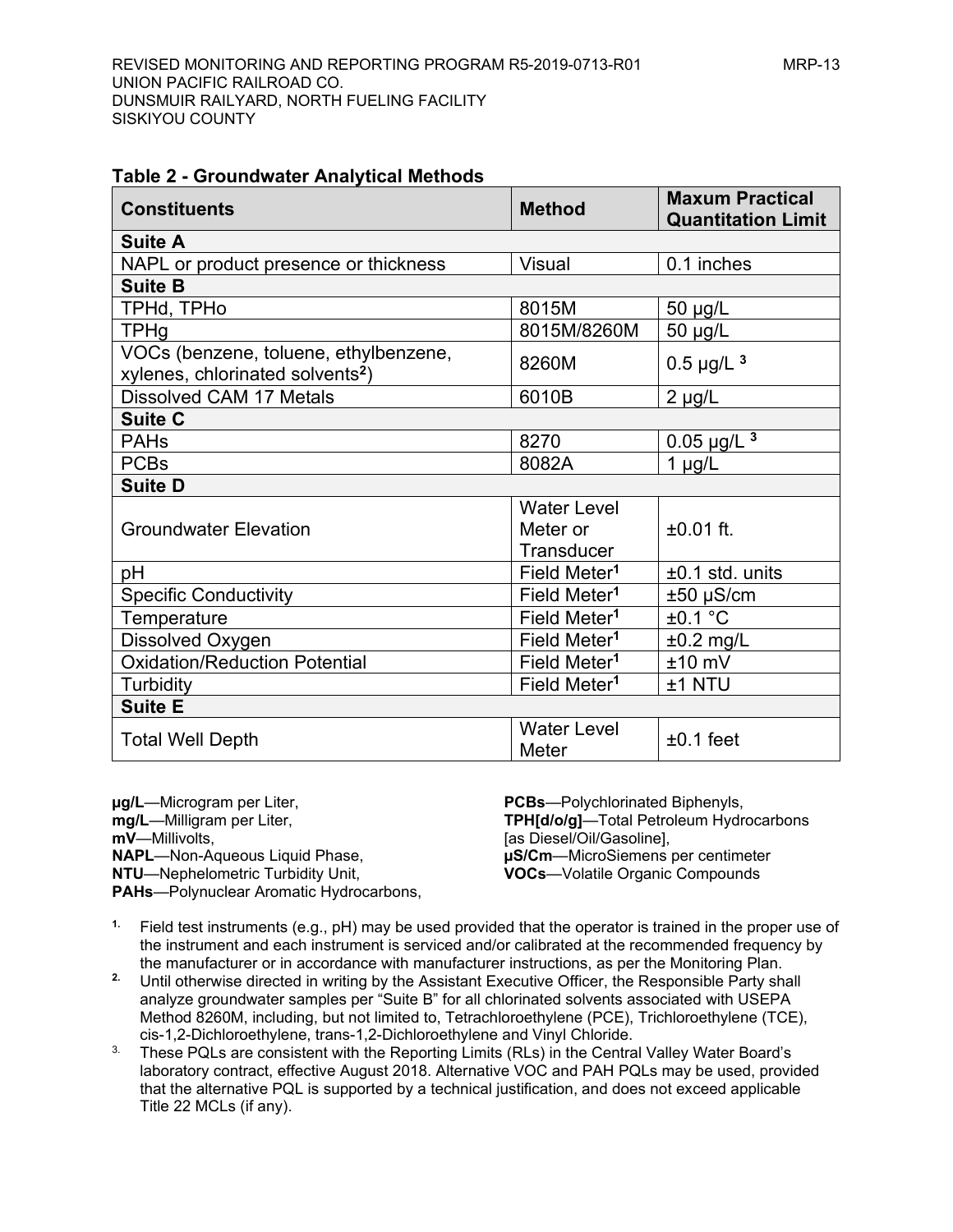## Table 2 - Groundwater Analytical Methods

| Constituents | Method | Maxum Practical Quantitation Limit |
|---|---|---|
| **Suite A** | | |
| NAPL or product presence or thickness | Visual | 0.1 inches |
| **Suite B** | | |
| TPHd, TPHo | 8015M | 50 µg/L |
| TPHg | 8015M/8260M | 50 µg/L |
| VOCs (benzene, toluene, ethylbenzene, xylenes, chlorinated solvents[2]) | 8260M | 0.5 µg/L [3] |
| Dissolved CAM 17 Metals | 6010B | 2 µg/L |
| **Suite C** | | |
| PAHs | 8270 | 0.05 µg/L [3] |
| PCBs | 8082A | 1 µg/L |
| **Suite D** | | |
| Groundwater Elevation | Water Level Meter or Transducer | ±0.01 ft. |
| pH | Field Meter[1] | ±0.1 std. units |
| Specific Conductivity | Field Meter[1] | ±50 µS/cm |
| Temperature | Field Meter[1] | ±0.1 °C |
| Dissolved Oxygen | Field Meter[1] | ±0.2 mg/L |
| Oxidation/Reduction Potential | Field Meter[1] | ±10 mV |
| Turbidity | Field Meter[1] | ±1 NTU |
| **Suite E** | | |
| Total Well Depth | Water Level Meter | ±0.1 feet |

**µg/L**—Microgram per Liter,
**mg/L**—Milligram per Liter,
**mV**—Millivolts,
**NAPL**—Non-Aqueous Liquid Phase,
**NTU**—Nephelometric Turbidity Unit,
**PAHs**—Polynuclear Aromatic Hydrocarbons,
**PCBs**—Polychlorinated Biphenyls,
**TPH[d/o/g]**—Total Petroleum Hydrocarbons [as Diesel/Oil/Gasoline],
**µS/Cm**—MicroSiemens per centimeter
**VOCs**—Volatile Organic Compounds

1. Field test instruments (e.g., pH) may be used provided that the operator is trained in the proper use of the instrument and each instrument is serviced and/or calibrated at the recommended frequency by the manufacturer or in accordance with manufacturer instructions, as per the Monitoring Plan.
2. Until otherwise directed in writing by the Assistant Executive Officer, the Responsible Party shall analyze groundwater samples per "Suite B" for all chlorinated solvents associated with USEPA Method 8260M, including, but not limited to, Tetrachloroethylene (PCE), Trichloroethylene (TCE), cis-1,2-Dichloroethylene, trans-1,2-Dichloroethylene and Vinyl Chloride.
3. These PQLs are consistent with the Reporting Limits (RLs) in the Central Valley Water Board's laboratory contract, effective August 2018. Alternative VOC and PAH PQLs may be used, provided that the alternative PQL is supported by a technical justification, and does not exceed applicable Title 22 MCLs (if any).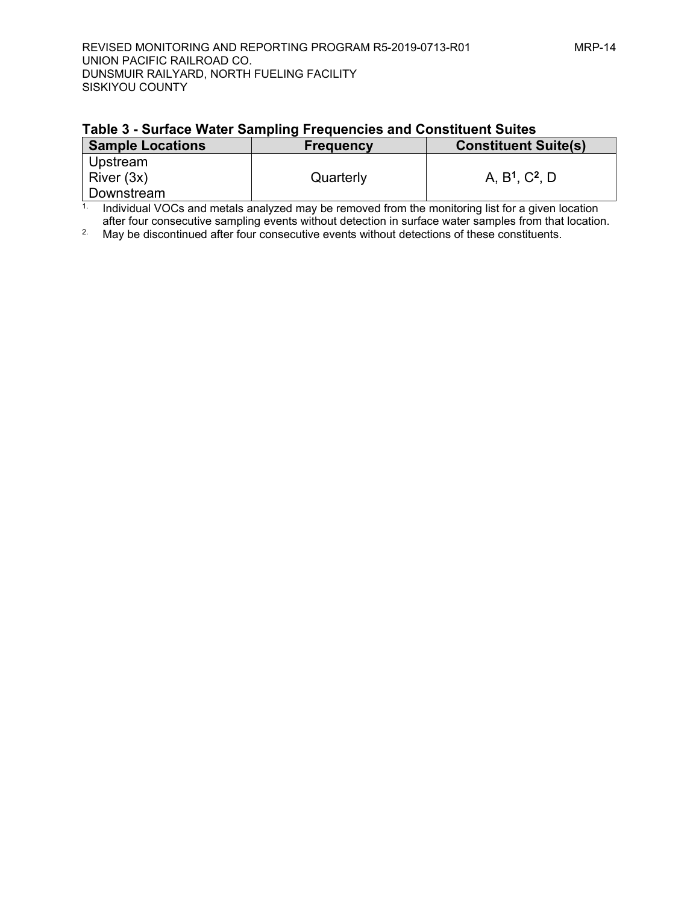**Table 3 - Surface Water Sampling Frequencies and Constituent Suites**

| Sample Locations | Frequency | Constituent Suite(s) |
|---|---|---|
| Upstream<br>River (3x)<br>Downstream | Quarterly | A, B[1], C[2], D |

1. Individual VOCs and metals analyzed may be removed from the monitoring list for a given location after four consecutive sampling events without detection in surface water samples from that location.
2. May be discontinued after four consecutive events without detections of these constituents.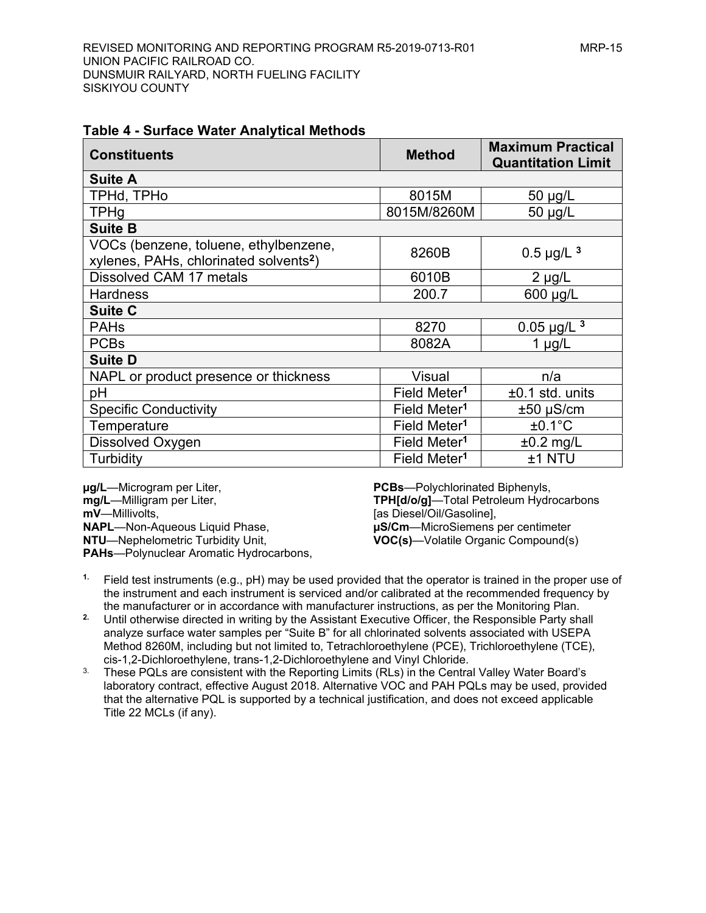### Table 4 - Surface Water Analytical Methods

| Constituents | Method | Maximum Practical Quantitation Limit |
|---|---|---|
| **Suite A** | | |
| TPHd, TPHo | 8015M | 50 µg/L |
| TPHg | 8015M/8260M | 50 µg/L |
| **Suite B** | | |
| VOCs (benzene, toluene, ethylbenzene, xylenes, PAHs, chlorinated solvents[2]) | 8260B | 0.5 µg/L [3] |
| Dissolved CAM 17 metals | 6010B | 2 µg/L |
| Hardness | 200.7 | 600 µg/L |
| **Suite C** | | |
| PAHs | 8270 | 0.05 µg/L [3] |
| PCBs | 8082A | 1 µg/L |
| **Suite D** | | |
| NAPL or product presence or thickness | Visual | n/a |
| pH | Field Meter[1] | ±0.1 std. units |
| Specific Conductivity | Field Meter[1] | ±50 µS/cm |
| Temperature | Field Meter[1] | ±0.1°C |
| Dissolved Oxygen | Field Meter[1] | ±0.2 mg/L |
| Turbidity | Field Meter[1] | ±1 NTU |

**µg/L**—Microgram per Liter,
**mg/L**—Milligram per Liter,
**mV**—Millivolts,
**NAPL**—Non-Aqueous Liquid Phase,
**NTU**—Nephelometric Turbidity Unit,
**PAHs**—Polynuclear Aromatic Hydrocarbons,
**PCBs**—Polychlorinated Biphenyls,
**TPH[d/o/g]**—Total Petroleum Hydrocarbons [as Diesel/Oil/Gasoline],
**µS/Cm**—MicroSiemens per centimeter
**VOC(s)**—Volatile Organic Compound(s)

1. Field test instruments (e.g., pH) may be used provided that the operator is trained in the proper use of the instrument and each instrument is serviced and/or calibrated at the recommended frequency by the manufacturer or in accordance with manufacturer instructions, as per the Monitoring Plan.
2. Until otherwise directed in writing by the Assistant Executive Officer, the Responsible Party shall analyze surface water samples per "Suite B" for all chlorinated solvents associated with USEPA Method 8260M, including but not limited to, Tetrachloroethylene (PCE), Trichloroethylene (TCE), cis-1,2-Dichloroethylene, trans-1,2-Dichloroethylene and Vinyl Chloride.
3. These PQLs are consistent with the Reporting Limits (RLs) in the Central Valley Water Board's laboratory contract, effective August 2018. Alternative VOC and PAH PQLs may be used, provided that the alternative PQL is supported by a technical justification, and does not exceed applicable Title 22 MCLs (if any).